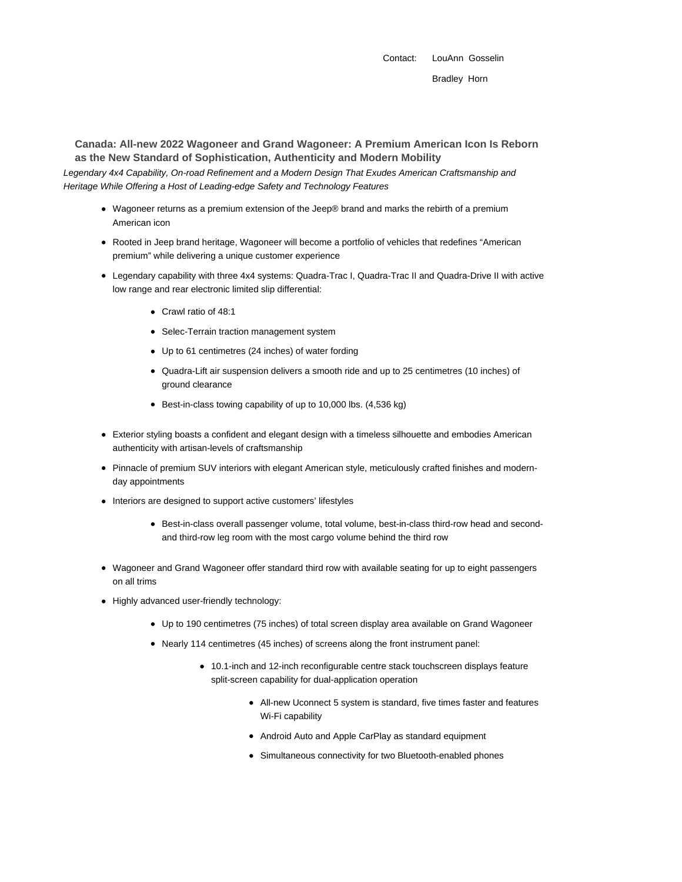Contact: LouAnn Gosselin

Bradley Horn

## Canada: All-new 2022 Wagoneer and Grand Wagoneer: A Premium American Icon Is Reborn as the New Standard of Sophistication, Authenticity and Modern Mobility

*Legendary 4x4 Capability, On-road Refinement and a Modern Design That Exudes American Craftsmanship and Heritage While Offering a Host of Leading-edge Safety and Technology Features*

- Wagoneer returns as a premium extension of the Jeep® brand and marks the rebirth of a premium American icon
- Rooted in Jeep brand heritage, Wagoneer will become a portfolio of vehicles that redefines "American premium" while delivering a unique customer experience
- Legendary capability with three 4x4 systems: Quadra-Trac I, Quadra-Trac II and Quadra-Drive II with active low range and rear electronic limited slip differential:
  - Crawl ratio of 48:1
  - Selec-Terrain traction management system
  - Up to 61 centimetres (24 inches) of water fording
  - Quadra-Lift air suspension delivers a smooth ride and up to 25 centimetres (10 inches) of ground clearance
  - Best-in-class towing capability of up to 10,000 lbs. (4,536 kg)
- Exterior styling boasts a confident and elegant design with a timeless silhouette and embodies American authenticity with artisan-levels of craftsmanship
- Pinnacle of premium SUV interiors with elegant American style, meticulously crafted finishes and modern-day appointments
- Interiors are designed to support active customers' lifestyles
  - Best-in-class overall passenger volume, total volume, best-in-class third-row head and second- and third-row leg room with the most cargo volume behind the third row
- Wagoneer and Grand Wagoneer offer standard third row with available seating for up to eight passengers on all trims
- Highly advanced user-friendly technology:
  - Up to 190 centimetres (75 inches) of total screen display area available on Grand Wagoneer
  - Nearly 114 centimetres (45 inches) of screens along the front instrument panel:
    - 10.1-inch and 12-inch reconfigurable centre stack touchscreen displays feature split-screen capability for dual-application operation
      - All-new Uconnect 5 system is standard, five times faster and features Wi-Fi capability
      - Android Auto and Apple CarPlay as standard equipment
      - Simultaneous connectivity for two Bluetooth-enabled phones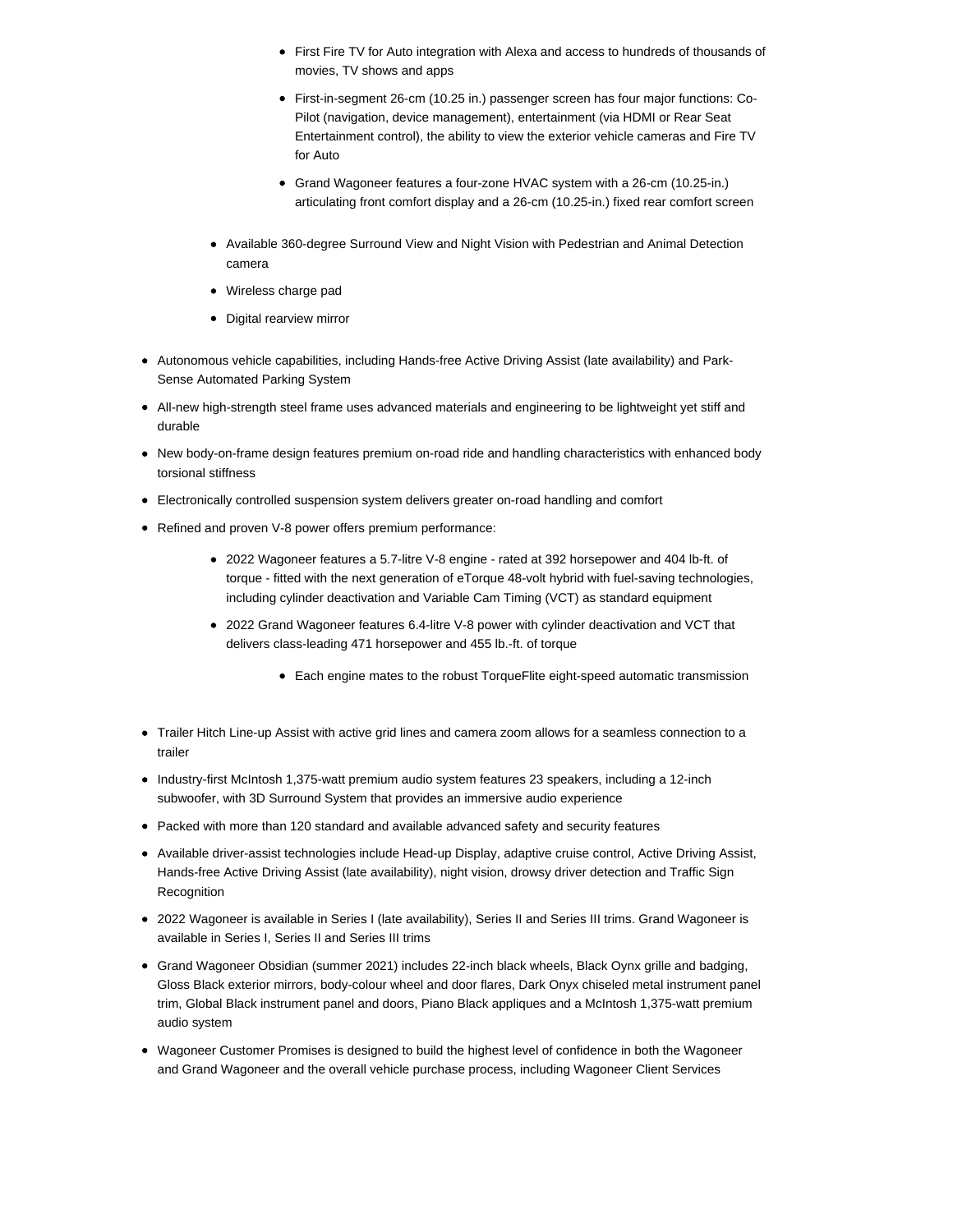- First Fire TV for Auto integration with Alexa and access to hundreds of thousands of movies, TV shows and apps
        - First-in-segment 26-cm (10.25 in.) passenger screen has four major functions: Co-Pilot (navigation, device management), entertainment (via HDMI or Rear Seat Entertainment control), the ability to view the exterior vehicle cameras and Fire TV for Auto
        - Grand Wagoneer features a four-zone HVAC system with a 26-cm (10.25-in.) articulating front comfort display and a 26-cm (10.25-in.) fixed rear comfort screen
    - Available 360-degree Surround View and Night Vision with Pedestrian and Animal Detection camera
    - Wireless charge pad
    - Digital rearview mirror
- Autonomous vehicle capabilities, including Hands-free Active Driving Assist (late availability) and Park-Sense Automated Parking System
- All-new high-strength steel frame uses advanced materials and engineering to be lightweight yet stiff and durable
- New body-on-frame design features premium on-road ride and handling characteristics with enhanced body torsional stiffness
- Electronically controlled suspension system delivers greater on-road handling and comfort
- Refined and proven V-8 power offers premium performance:
    - 2022 Wagoneer features a 5.7-litre V-8 engine - rated at 392 horsepower and 404 lb-ft. of torque - fitted with the next generation of eTorque 48-volt hybrid with fuel-saving technologies, including cylinder deactivation and Variable Cam Timing (VCT) as standard equipment
    - 2022 Grand Wagoneer features 6.4-litre V-8 power with cylinder deactivation and VCT that delivers class-leading 471 horsepower and 455 lb.-ft. of torque
        - Each engine mates to the robust TorqueFlite eight-speed automatic transmission
- Trailer Hitch Line-up Assist with active grid lines and camera zoom allows for a seamless connection to a trailer
- Industry-first McIntosh 1,375-watt premium audio system features 23 speakers, including a 12-inch subwoofer, with 3D Surround System that provides an immersive audio experience
- Packed with more than 120 standard and available advanced safety and security features
- Available driver-assist technologies include Head-up Display, adaptive cruise control, Active Driving Assist, Hands-free Active Driving Assist (late availability), night vision, drowsy driver detection and Traffic Sign Recognition
- 2022 Wagoneer is available in Series I (late availability), Series II and Series III trims. Grand Wagoneer is available in Series I, Series II and Series III trims
- Grand Wagoneer Obsidian (summer 2021) includes 22-inch black wheels, Black Oynx grille and badging, Gloss Black exterior mirrors, body-colour wheel and door flares, Dark Onyx chiseled metal instrument panel trim, Global Black instrument panel and doors, Piano Black appliques and a McIntosh 1,375-watt premium audio system
- Wagoneer Customer Promises is designed to build the highest level of confidence in both the Wagoneer and Grand Wagoneer and the overall vehicle purchase process, including Wagoneer Client Services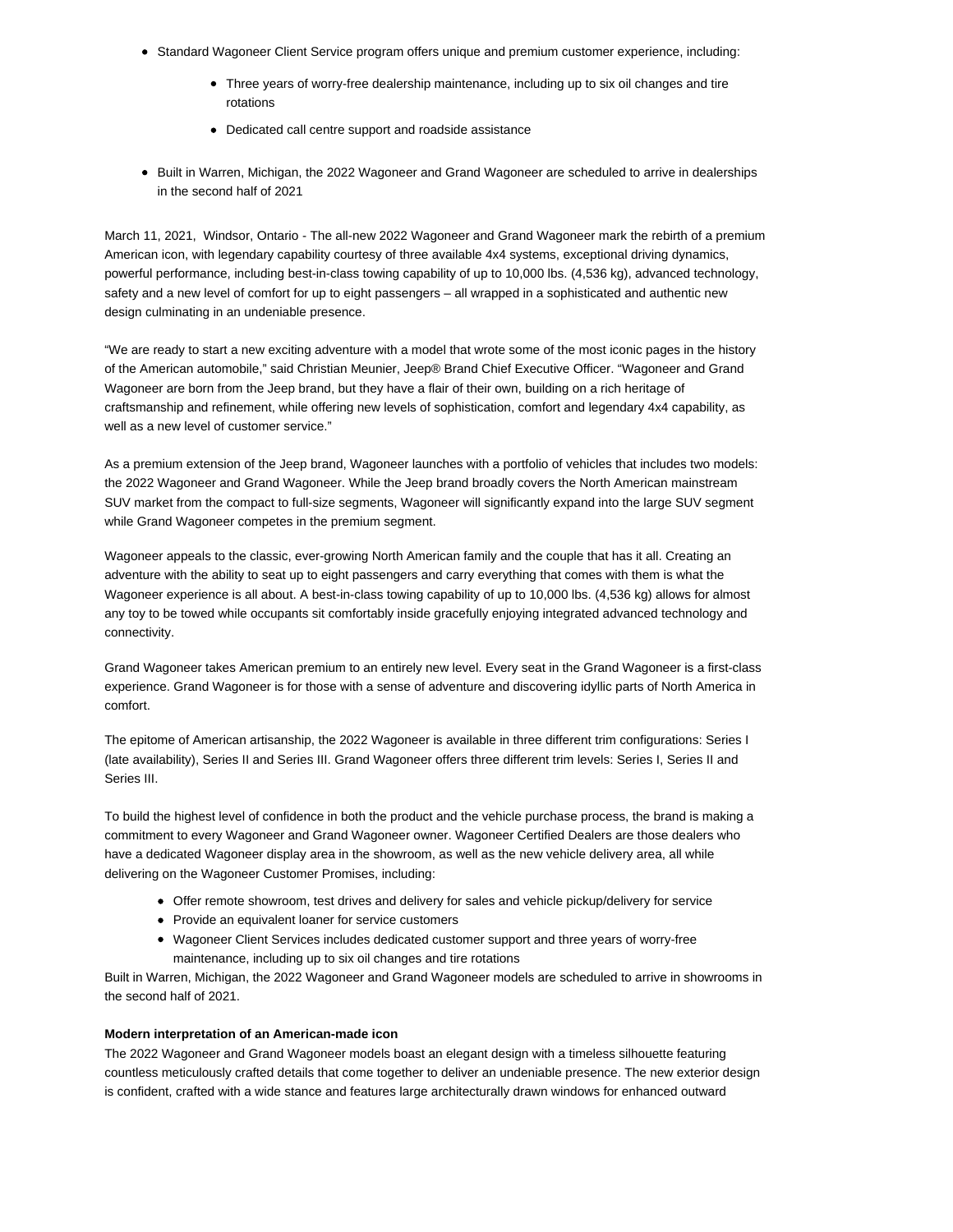- Standard Wagoneer Client Service program offers unique and premium customer experience, including:
    - Three years of worry-free dealership maintenance, including up to six oil changes and tire rotations
    - Dedicated call centre support and roadside assistance
- Built in Warren, Michigan, the 2022 Wagoneer and Grand Wagoneer are scheduled to arrive in dealerships in the second half of 2021

March 11, 2021, Windsor, Ontario - The all-new 2022 Wagoneer and Grand Wagoneer mark the rebirth of a premium American icon, with legendary capability courtesy of three available 4x4 systems, exceptional driving dynamics, powerful performance, including best-in-class towing capability of up to 10,000 lbs. (4,536 kg), advanced technology, safety and a new level of comfort for up to eight passengers – all wrapped in a sophisticated and authentic new design culminating in an undeniable presence.

“We are ready to start a new exciting adventure with a model that wrote some of the most iconic pages in the history of the American automobile,” said Christian Meunier, Jeep® Brand Chief Executive Officer. “Wagoneer and Grand Wagoneer are born from the Jeep brand, but they have a flair of their own, building on a rich heritage of craftsmanship and refinement, while offering new levels of sophistication, comfort and legendary 4x4 capability, as well as a new level of customer service.”

As a premium extension of the Jeep brand, Wagoneer launches with a portfolio of vehicles that includes two models: the 2022 Wagoneer and Grand Wagoneer. While the Jeep brand broadly covers the North American mainstream SUV market from the compact to full-size segments, Wagoneer will significantly expand into the large SUV segment while Grand Wagoneer competes in the premium segment.

Wagoneer appeals to the classic, ever-growing North American family and the couple that has it all. Creating an adventure with the ability to seat up to eight passengers and carry everything that comes with them is what the Wagoneer experience is all about. A best-in-class towing capability of up to 10,000 lbs. (4,536 kg) allows for almost any toy to be towed while occupants sit comfortably inside gracefully enjoying integrated advanced technology and connectivity.

Grand Wagoneer takes American premium to an entirely new level. Every seat in the Grand Wagoneer is a first-class experience. Grand Wagoneer is for those with a sense of adventure and discovering idyllic parts of North America in comfort.

The epitome of American artisanship, the 2022 Wagoneer is available in three different trim configurations: Series I (late availability), Series II and Series III. Grand Wagoneer offers three different trim levels: Series I, Series II and Series III.

To build the highest level of confidence in both the product and the vehicle purchase process, the brand is making a commitment to every Wagoneer and Grand Wagoneer owner. Wagoneer Certified Dealers are those dealers who have a dedicated Wagoneer display area in the showroom, as well as the new vehicle delivery area, all while delivering on the Wagoneer Customer Promises, including:

- Offer remote showroom, test drives and delivery for sales and vehicle pickup/delivery for service
- Provide an equivalent loaner for service customers
- Wagoneer Client Services includes dedicated customer support and three years of worry-free maintenance, including up to six oil changes and tire rotations

Built in Warren, Michigan, the 2022 Wagoneer and Grand Wagoneer models are scheduled to arrive in showrooms in the second half of 2021.

**Modern interpretation of an American-made icon**

The 2022 Wagoneer and Grand Wagoneer models boast an elegant design with a timeless silhouette featuring countless meticulously crafted details that come together to deliver an undeniable presence. The new exterior design is confident, crafted with a wide stance and features large architecturally drawn windows for enhanced outward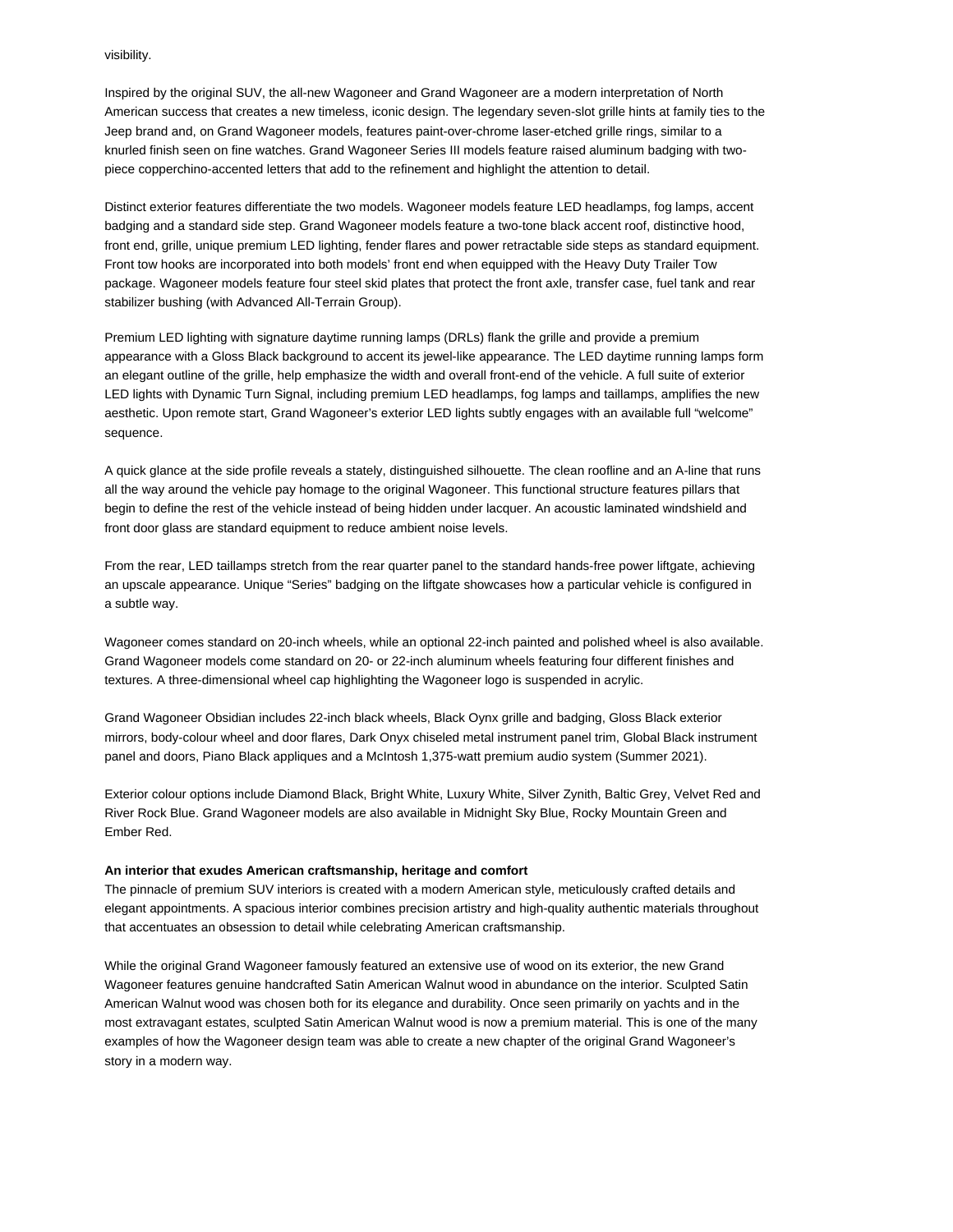visibility.

Inspired by the original SUV, the all-new Wagoneer and Grand Wagoneer are a modern interpretation of North American success that creates a new timeless, iconic design. The legendary seven-slot grille hints at family ties to the Jeep brand and, on Grand Wagoneer models, features paint-over-chrome laser-etched grille rings, similar to a knurled finish seen on fine watches. Grand Wagoneer Series III models feature raised aluminum badging with two-piece copperchino-accented letters that add to the refinement and highlight the attention to detail.

Distinct exterior features differentiate the two models. Wagoneer models feature LED headlamps, fog lamps, accent badging and a standard side step. Grand Wagoneer models feature a two-tone black accent roof, distinctive hood, front end, grille, unique premium LED lighting, fender flares and power retractable side steps as standard equipment. Front tow hooks are incorporated into both models' front end when equipped with the Heavy Duty Trailer Tow package. Wagoneer models feature four steel skid plates that protect the front axle, transfer case, fuel tank and rear stabilizer bushing (with Advanced All-Terrain Group).

Premium LED lighting with signature daytime running lamps (DRLs) flank the grille and provide a premium appearance with a Gloss Black background to accent its jewel-like appearance. The LED daytime running lamps form an elegant outline of the grille, help emphasize the width and overall front-end of the vehicle. A full suite of exterior LED lights with Dynamic Turn Signal, including premium LED headlamps, fog lamps and taillamps, amplifies the new aesthetic. Upon remote start, Grand Wagoneer's exterior LED lights subtly engages with an available full "welcome" sequence.

A quick glance at the side profile reveals a stately, distinguished silhouette. The clean roofline and an A-line that runs all the way around the vehicle pay homage to the original Wagoneer. This functional structure features pillars that begin to define the rest of the vehicle instead of being hidden under lacquer. An acoustic laminated windshield and front door glass are standard equipment to reduce ambient noise levels.

From the rear, LED taillamps stretch from the rear quarter panel to the standard hands-free power liftgate, achieving an upscale appearance. Unique "Series" badging on the liftgate showcases how a particular vehicle is configured in a subtle way.

Wagoneer comes standard on 20-inch wheels, while an optional 22-inch painted and polished wheel is also available. Grand Wagoneer models come standard on 20- or 22-inch aluminum wheels featuring four different finishes and textures. A three-dimensional wheel cap highlighting the Wagoneer logo is suspended in acrylic.

Grand Wagoneer Obsidian includes 22-inch black wheels, Black Oynx grille and badging, Gloss Black exterior mirrors, body-colour wheel and door flares, Dark Onyx chiseled metal instrument panel trim, Global Black instrument panel and doors, Piano Black appliques and a McIntosh 1,375-watt premium audio system (Summer 2021).

Exterior colour options include Diamond Black, Bright White, Luxury White, Silver Zynith, Baltic Grey, Velvet Red and River Rock Blue. Grand Wagoneer models are also available in Midnight Sky Blue, Rocky Mountain Green and Ember Red.

**An interior that exudes American craftsmanship, heritage and comfort**

The pinnacle of premium SUV interiors is created with a modern American style, meticulously crafted details and elegant appointments. A spacious interior combines precision artistry and high-quality authentic materials throughout that accentuates an obsession to detail while celebrating American craftsmanship.

While the original Grand Wagoneer famously featured an extensive use of wood on its exterior, the new Grand Wagoneer features genuine handcrafted Satin American Walnut wood in abundance on the interior. Sculpted Satin American Walnut wood was chosen both for its elegance and durability. Once seen primarily on yachts and in the most extravagant estates, sculpted Satin American Walnut wood is now a premium material. This is one of the many examples of how the Wagoneer design team was able to create a new chapter of the original Grand Wagoneer's story in a modern way.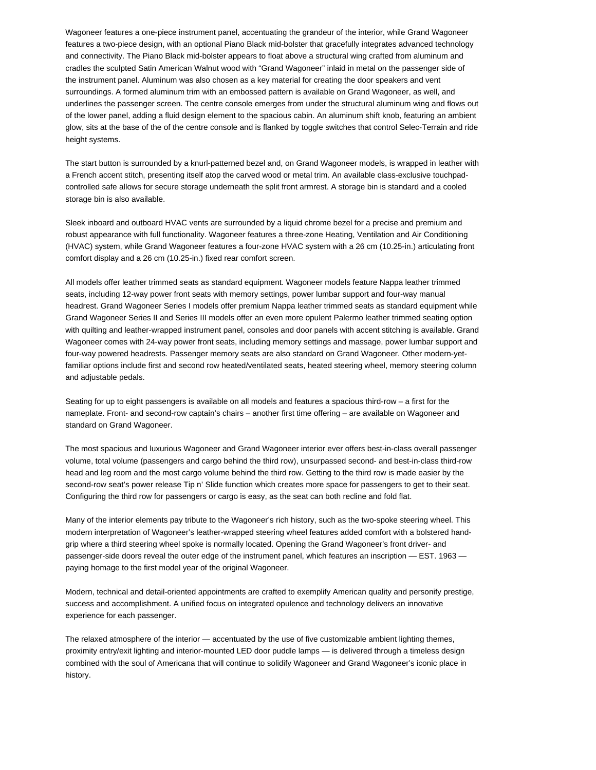Wagoneer features a one-piece instrument panel, accentuating the grandeur of the interior, while Grand Wagoneer features a two-piece design, with an optional Piano Black mid-bolster that gracefully integrates advanced technology and connectivity. The Piano Black mid-bolster appears to float above a structural wing crafted from aluminum and cradles the sculpted Satin American Walnut wood with "Grand Wagoneer" inlaid in metal on the passenger side of the instrument panel. Aluminum was also chosen as a key material for creating the door speakers and vent surroundings. A formed aluminum trim with an embossed pattern is available on Grand Wagoneer, as well, and underlines the passenger screen. The centre console emerges from under the structural aluminum wing and flows out of the lower panel, adding a fluid design element to the spacious cabin. An aluminum shift knob, featuring an ambient glow, sits at the base of the of the centre console and is flanked by toggle switches that control Selec-Terrain and ride height systems.

The start button is surrounded by a knurl-patterned bezel and, on Grand Wagoneer models, is wrapped in leather with a French accent stitch, presenting itself atop the carved wood or metal trim. An available class-exclusive touchpad-controlled safe allows for secure storage underneath the split front armrest. A storage bin is standard and a cooled storage bin is also available.

Sleek inboard and outboard HVAC vents are surrounded by a liquid chrome bezel for a precise and premium and robust appearance with full functionality. Wagoneer features a three-zone Heating, Ventilation and Air Conditioning (HVAC) system, while Grand Wagoneer features a four-zone HVAC system with a 26 cm (10.25-in.) articulating front comfort display and a 26 cm (10.25-in.) fixed rear comfort screen.

All models offer leather trimmed seats as standard equipment. Wagoneer models feature Nappa leather trimmed seats, including 12-way power front seats with memory settings, power lumbar support and four-way manual headrest. Grand Wagoneer Series I models offer premium Nappa leather trimmed seats as standard equipment while Grand Wagoneer Series II and Series III models offer an even more opulent Palermo leather trimmed seating option with quilting and leather-wrapped instrument panel, consoles and door panels with accent stitching is available. Grand Wagoneer comes with 24-way power front seats, including memory settings and massage, power lumbar support and four-way powered headrests. Passenger memory seats are also standard on Grand Wagoneer. Other modern-yet-familiar options include first and second row heated/ventilated seats, heated steering wheel, memory steering column and adjustable pedals.

Seating for up to eight passengers is available on all models and features a spacious third-row – a first for the nameplate. Front- and second-row captain's chairs – another first time offering – are available on Wagoneer and standard on Grand Wagoneer.

The most spacious and luxurious Wagoneer and Grand Wagoneer interior ever offers best-in-class overall passenger volume, total volume (passengers and cargo behind the third row), unsurpassed second- and best-in-class third-row head and leg room and the most cargo volume behind the third row. Getting to the third row is made easier by the second-row seat's power release Tip n' Slide function which creates more space for passengers to get to their seat. Configuring the third row for passengers or cargo is easy, as the seat can both recline and fold flat.

Many of the interior elements pay tribute to the Wagoneer's rich history, such as the two-spoke steering wheel. This modern interpretation of Wagoneer's leather-wrapped steering wheel features added comfort with a bolstered hand-grip where a third steering wheel spoke is normally located. Opening the Grand Wagoneer's front driver- and passenger-side doors reveal the outer edge of the instrument panel, which features an inscription — EST. 1963 — paying homage to the first model year of the original Wagoneer.

Modern, technical and detail-oriented appointments are crafted to exemplify American quality and personify prestige, success and accomplishment. A unified focus on integrated opulence and technology delivers an innovative experience for each passenger.

The relaxed atmosphere of the interior — accentuated by the use of five customizable ambient lighting themes, proximity entry/exit lighting and interior-mounted LED door puddle lamps — is delivered through a timeless design combined with the soul of Americana that will continue to solidify Wagoneer and Grand Wagoneer's iconic place in history.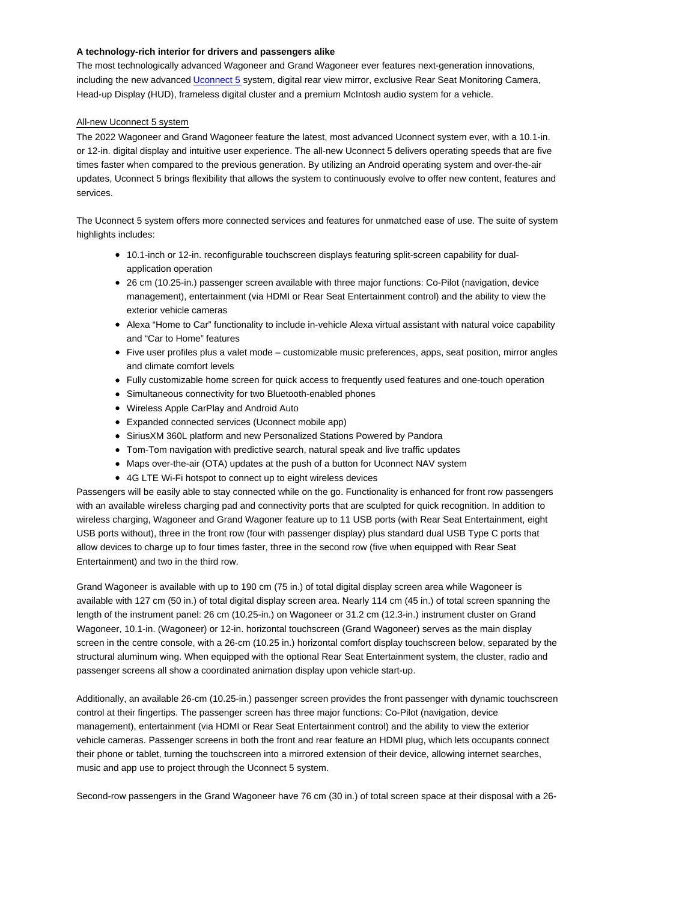**A technology-rich interior for drivers and passengers alike**

The most technologically advanced Wagoneer and Grand Wagoneer ever features next-generation innovations, including the new advanced Uconnect 5 system, digital rear view mirror, exclusive Rear Seat Monitoring Camera, Head-up Display (HUD), frameless digital cluster and a premium McIntosh audio system for a vehicle.

All-new Uconnect 5 system

The 2022 Wagoneer and Grand Wagoneer feature the latest, most advanced Uconnect system ever, with a 10.1-in. or 12-in. digital display and intuitive user experience. The all-new Uconnect 5 delivers operating speeds that are five times faster when compared to the previous generation. By utilizing an Android operating system and over-the-air updates, Uconnect 5 brings flexibility that allows the system to continuously evolve to offer new content, features and services.

The Uconnect 5 system offers more connected services and features for unmatched ease of use. The suite of system highlights includes:

- 10.1-inch or 12-in. reconfigurable touchscreen displays featuring split-screen capability for dual-application operation
- 26 cm (10.25-in.) passenger screen available with three major functions: Co-Pilot (navigation, device management), entertainment (via HDMI or Rear Seat Entertainment control) and the ability to view the exterior vehicle cameras
- Alexa "Home to Car" functionality to include in-vehicle Alexa virtual assistant with natural voice capability and "Car to Home" features
- Five user profiles plus a valet mode – customizable music preferences, apps, seat position, mirror angles and climate comfort levels
- Fully customizable home screen for quick access to frequently used features and one-touch operation
- Simultaneous connectivity for two Bluetooth-enabled phones
- Wireless Apple CarPlay and Android Auto
- Expanded connected services (Uconnect mobile app)
- SiriusXM 360L platform and new Personalized Stations Powered by Pandora
- Tom-Tom navigation with predictive search, natural speak and live traffic updates
- Maps over-the-air (OTA) updates at the push of a button for Uconnect NAV system
- 4G LTE Wi-Fi hotspot to connect up to eight wireless devices

Passengers will be easily able to stay connected while on the go. Functionality is enhanced for front row passengers with an available wireless charging pad and connectivity ports that are sculpted for quick recognition. In addition to wireless charging, Wagoneer and Grand Wagoneer feature up to 11 USB ports (with Rear Seat Entertainment, eight USB ports without), three in the front row (four with passenger display) plus standard dual USB Type C ports that allow devices to charge up to four times faster, three in the second row (five when equipped with Rear Seat Entertainment) and two in the third row.

Grand Wagoneer is available with up to 190 cm (75 in.) of total digital display screen area while Wagoneer is available with 127 cm (50 in.) of total digital display screen area. Nearly 114 cm (45 in.) of total screen spanning the length of the instrument panel: 26 cm (10.25-in.) on Wagoneer or 31.2 cm (12.3-in.) instrument cluster on Grand Wagoneer, 10.1-in. (Wagoneer) or 12-in. horizontal touchscreen (Grand Wagoneer) serves as the main display screen in the centre console, with a 26-cm (10.25 in.) horizontal comfort display touchscreen below, separated by the structural aluminum wing. When equipped with the optional Rear Seat Entertainment system, the cluster, radio and passenger screens all show a coordinated animation display upon vehicle start-up.

Additionally, an available 26-cm (10.25-in.) passenger screen provides the front passenger with dynamic touchscreen control at their fingertips. The passenger screen has three major functions: Co-Pilot (navigation, device management), entertainment (via HDMI or Rear Seat Entertainment control) and the ability to view the exterior vehicle cameras. Passenger screens in both the front and rear feature an HDMI plug, which lets occupants connect their phone or tablet, turning the touchscreen into a mirrored extension of their device, allowing internet searches, music and app use to project through the Uconnect 5 system.

Second-row passengers in the Grand Wagoneer have 76 cm (30 in.) of total screen space at their disposal with a 26-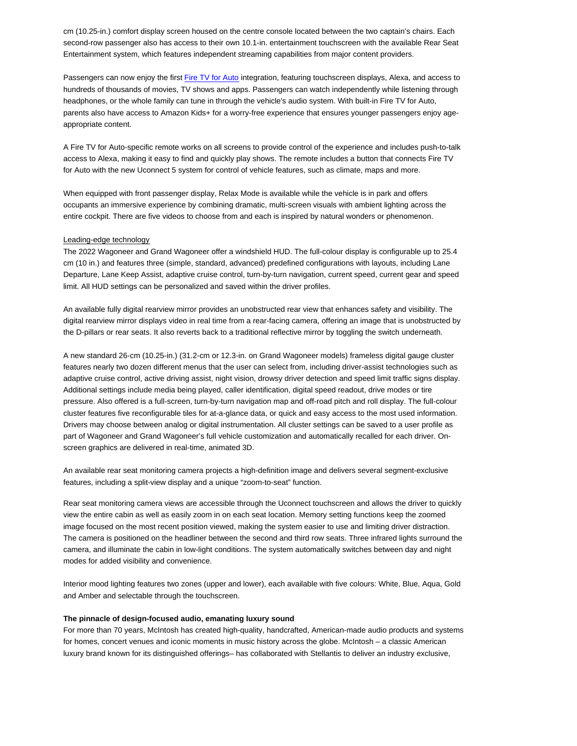cm (10.25-in.) comfort display screen housed on the centre console located between the two captain's chairs. Each second-row passenger also has access to their own 10.1-in. entertainment touchscreen with the available Rear Seat Entertainment system, which features independent streaming capabilities from major content providers.

Passengers can now enjoy the first [Fire TV for Auto](#) integration, featuring touchscreen displays, Alexa, and access to hundreds of thousands of movies, TV shows and apps. Passengers can watch independently while listening through headphones, or the whole family can tune in through the vehicle's audio system. With built-in Fire TV for Auto, parents also have access to Amazon Kids+ for a worry-free experience that ensures younger passengers enjoy age-appropriate content.

A Fire TV for Auto-specific remote works on all screens to provide control of the experience and includes push-to-talk access to Alexa, making it easy to find and quickly play shows. The remote includes a button that connects Fire TV for Auto with the new Uconnect 5 system for control of vehicle features, such as climate, maps and more.

When equipped with front passenger display, Relax Mode is available while the vehicle is in park and offers occupants an immersive experience by combining dramatic, multi-screen visuals with ambient lighting across the entire cockpit. There are five videos to choose from and each is inspired by natural wonders or phenomenon.

Leading-edge technology

The 2022 Wagoneer and Grand Wagoneer offer a windshield HUD. The full-colour display is configurable up to 25.4 cm (10 in.) and features three (simple, standard, advanced) predefined configurations with layouts, including Lane Departure, Lane Keep Assist, adaptive cruise control, turn-by-turn navigation, current speed, current gear and speed limit. All HUD settings can be personalized and saved within the driver profiles.

An available fully digital rearview mirror provides an unobstructed rear view that enhances safety and visibility. The digital rearview mirror displays video in real time from a rear-facing camera, offering an image that is unobstructed by the D-pillars or rear seats. It also reverts back to a traditional reflective mirror by toggling the switch underneath.

A new standard 26-cm (10.25-in.) (31.2-cm or 12.3-in. on Grand Wagoneer models) frameless digital gauge cluster features nearly two dozen different menus that the user can select from, including driver-assist technologies such as adaptive cruise control, active driving assist, night vision, drowsy driver detection and speed limit traffic signs display. Additional settings include media being played, caller identification, digital speed readout, drive modes or tire pressure. Also offered is a full-screen, turn-by-turn navigation map and off-road pitch and roll display. The full-colour cluster features five reconfigurable tiles for at-a-glance data, or quick and easy access to the most used information. Drivers may choose between analog or digital instrumentation. All cluster settings can be saved to a user profile as part of Wagoneer and Grand Wagoneer's full vehicle customization and automatically recalled for each driver. On-screen graphics are delivered in real-time, animated 3D.

An available rear seat monitoring camera projects a high-definition image and delivers several segment-exclusive features, including a split-view display and a unique "zoom-to-seat" function.

Rear seat monitoring camera views are accessible through the Uconnect touchscreen and allows the driver to quickly view the entire cabin as well as easily zoom in on each seat location. Memory setting functions keep the zoomed image focused on the most recent position viewed, making the system easier to use and limiting driver distraction. The camera is positioned on the headliner between the second and third row seats. Three infrared lights surround the camera, and illuminate the cabin in low-light conditions. The system automatically switches between day and night modes for added visibility and convenience.

Interior mood lighting features two zones (upper and lower), each available with five colours: White, Blue, Aqua, Gold and Amber and selectable through the touchscreen.

**The pinnacle of design-focused audio, emanating luxury sound**

For more than 70 years, McIntosh has created high-quality, handcrafted, American-made audio products and systems for homes, concert venues and iconic moments in music history across the globe. McIntosh – a classic American luxury brand known for its distinguished offerings– has collaborated with Stellantis to deliver an industry exclusive,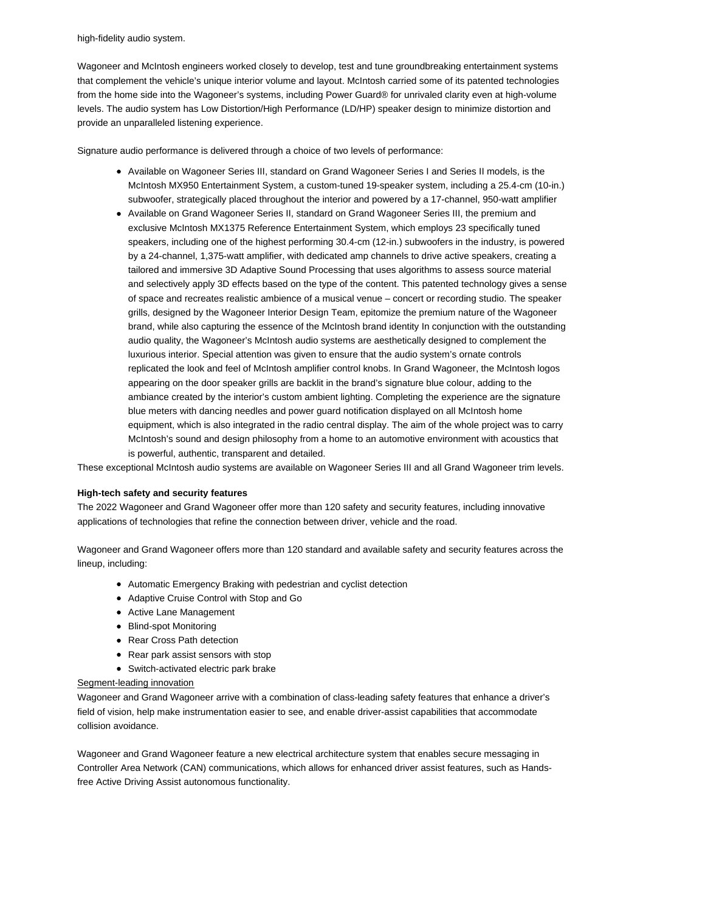high-fidelity audio system.

Wagoneer and McIntosh engineers worked closely to develop, test and tune groundbreaking entertainment systems that complement the vehicle's unique interior volume and layout. McIntosh carried some of its patented technologies from the home side into the Wagoneer's systems, including Power Guard® for unrivaled clarity even at high-volume levels. The audio system has Low Distortion/High Performance (LD/HP) speaker design to minimize distortion and provide an unparalleled listening experience.

Signature audio performance is delivered through a choice of two levels of performance:

- Available on Wagoneer Series III, standard on Grand Wagoneer Series I and Series II models, is the McIntosh MX950 Entertainment System, a custom-tuned 19-speaker system, including a 25.4-cm (10-in.) subwoofer, strategically placed throughout the interior and powered by a 17-channel, 950-watt amplifier
- Available on Grand Wagoneer Series II, standard on Grand Wagoneer Series III, the premium and exclusive McIntosh MX1375 Reference Entertainment System, which employs 23 specifically tuned speakers, including one of the highest performing 30.4-cm (12-in.) subwoofers in the industry, is powered by a 24-channel, 1,375-watt amplifier, with dedicated amp channels to drive active speakers, creating a tailored and immersive 3D Adaptive Sound Processing that uses algorithms to assess source material and selectively apply 3D effects based on the type of the content. This patented technology gives a sense of space and recreates realistic ambience of a musical venue – concert or recording studio. The speaker grills, designed by the Wagoneer Interior Design Team, epitomize the premium nature of the Wagoneer brand, while also capturing the essence of the McIntosh brand identity In conjunction with the outstanding audio quality, the Wagoneer's McIntosh audio systems are aesthetically designed to complement the luxurious interior. Special attention was given to ensure that the audio system's ornate controls replicated the look and feel of McIntosh amplifier control knobs. In Grand Wagoneer, the McIntosh logos appearing on the door speaker grills are backlit in the brand's signature blue colour, adding to the ambiance created by the interior's custom ambient lighting. Completing the experience are the signature blue meters with dancing needles and power guard notification displayed on all McIntosh home equipment, which is also integrated in the radio central display. The aim of the whole project was to carry McIntosh's sound and design philosophy from a home to an automotive environment with acoustics that is powerful, authentic, transparent and detailed.

These exceptional McIntosh audio systems are available on Wagoneer Series III and all Grand Wagoneer trim levels.

**High-tech safety and security features**

The 2022 Wagoneer and Grand Wagoneer offer more than 120 safety and security features, including innovative applications of technologies that refine the connection between driver, vehicle and the road.

Wagoneer and Grand Wagoneer offers more than 120 standard and available safety and security features across the lineup, including:

- Automatic Emergency Braking with pedestrian and cyclist detection
- Adaptive Cruise Control with Stop and Go
- Active Lane Management
- Blind-spot Monitoring
- Rear Cross Path detection
- Rear park assist sensors with stop
- Switch-activated electric park brake

Segment-leading innovation

Wagoneer and Grand Wagoneer arrive with a combination of class-leading safety features that enhance a driver's field of vision, help make instrumentation easier to see, and enable driver-assist capabilities that accommodate collision avoidance.

Wagoneer and Grand Wagoneer feature a new electrical architecture system that enables secure messaging in Controller Area Network (CAN) communications, which allows for enhanced driver assist features, such as Hands-free Active Driving Assist autonomous functionality.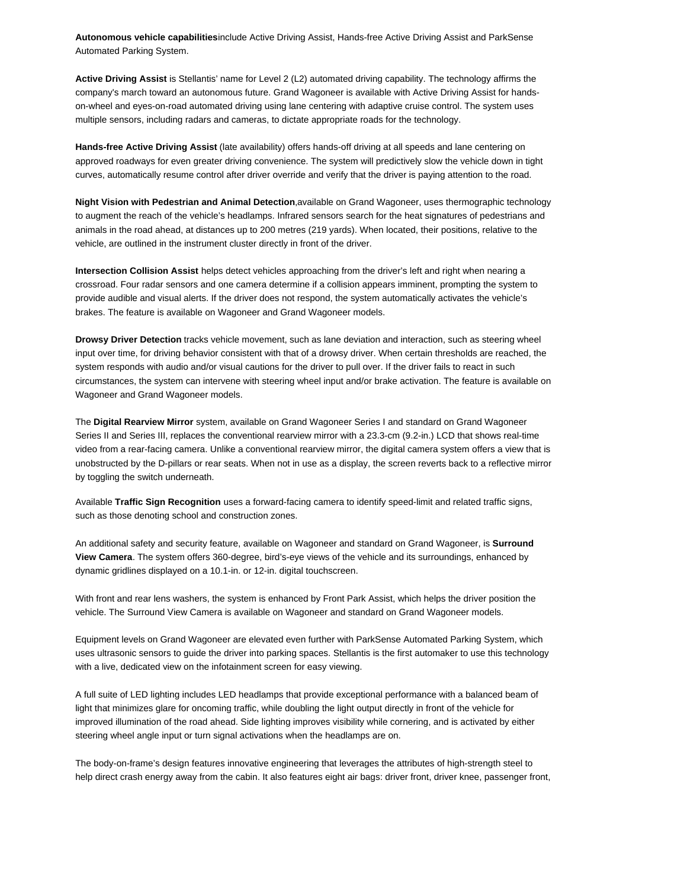**Autonomous vehicle capabilities**include Active Driving Assist, Hands-free Active Driving Assist and ParkSense Automated Parking System.

**Active Driving Assist** is Stellantis' name for Level 2 (L2) automated driving capability. The technology affirms the company's march toward an autonomous future. Grand Wagoneer is available with Active Driving Assist for hands-on-wheel and eyes-on-road automated driving using lane centering with adaptive cruise control. The system uses multiple sensors, including radars and cameras, to dictate appropriate roads for the technology.

**Hands-free Active Driving Assist** (late availability) offers hands-off driving at all speeds and lane centering on approved roadways for even greater driving convenience. The system will predictively slow the vehicle down in tight curves, automatically resume control after driver override and verify that the driver is paying attention to the road.

**Night Vision with Pedestrian and Animal Detection**,available on Grand Wagoneer, uses thermographic technology to augment the reach of the vehicle's headlamps. Infrared sensors search for the heat signatures of pedestrians and animals in the road ahead, at distances up to 200 metres (219 yards). When located, their positions, relative to the vehicle, are outlined in the instrument cluster directly in front of the driver.

**Intersection Collision Assist** helps detect vehicles approaching from the driver's left and right when nearing a crossroad. Four radar sensors and one camera determine if a collision appears imminent, prompting the system to provide audible and visual alerts. If the driver does not respond, the system automatically activates the vehicle's brakes. The feature is available on Wagoneer and Grand Wagoneer models.

**Drowsy Driver Detection** tracks vehicle movement, such as lane deviation and interaction, such as steering wheel input over time, for driving behavior consistent with that of a drowsy driver. When certain thresholds are reached, the system responds with audio and/or visual cautions for the driver to pull over. If the driver fails to react in such circumstances, the system can intervene with steering wheel input and/or brake activation. The feature is available on Wagoneer and Grand Wagoneer models.

The **Digital Rearview Mirror** system, available on Grand Wagoneer Series I and standard on Grand Wagoneer Series II and Series III, replaces the conventional rearview mirror with a 23.3-cm (9.2-in.) LCD that shows real-time video from a rear-facing camera. Unlike a conventional rearview mirror, the digital camera system offers a view that is unobstructed by the D-pillars or rear seats. When not in use as a display, the screen reverts back to a reflective mirror by toggling the switch underneath.

Available **Traffic Sign Recognition** uses a forward-facing camera to identify speed-limit and related traffic signs, such as those denoting school and construction zones.

An additional safety and security feature, available on Wagoneer and standard on Grand Wagoneer, is **Surround View Camera**. The system offers 360-degree, bird's-eye views of the vehicle and its surroundings, enhanced by dynamic gridlines displayed on a 10.1-in. or 12-in. digital touchscreen.

With front and rear lens washers, the system is enhanced by Front Park Assist, which helps the driver position the vehicle. The Surround View Camera is available on Wagoneer and standard on Grand Wagoneer models.

Equipment levels on Grand Wagoneer are elevated even further with ParkSense Automated Parking System, which uses ultrasonic sensors to guide the driver into parking spaces. Stellantis is the first automaker to use this technology with a live, dedicated view on the infotainment screen for easy viewing.

A full suite of LED lighting includes LED headlamps that provide exceptional performance with a balanced beam of light that minimizes glare for oncoming traffic, while doubling the light output directly in front of the vehicle for improved illumination of the road ahead. Side lighting improves visibility while cornering, and is activated by either steering wheel angle input or turn signal activations when the headlamps are on.

The body-on-frame's design features innovative engineering that leverages the attributes of high-strength steel to help direct crash energy away from the cabin. It also features eight air bags: driver front, driver knee, passenger front,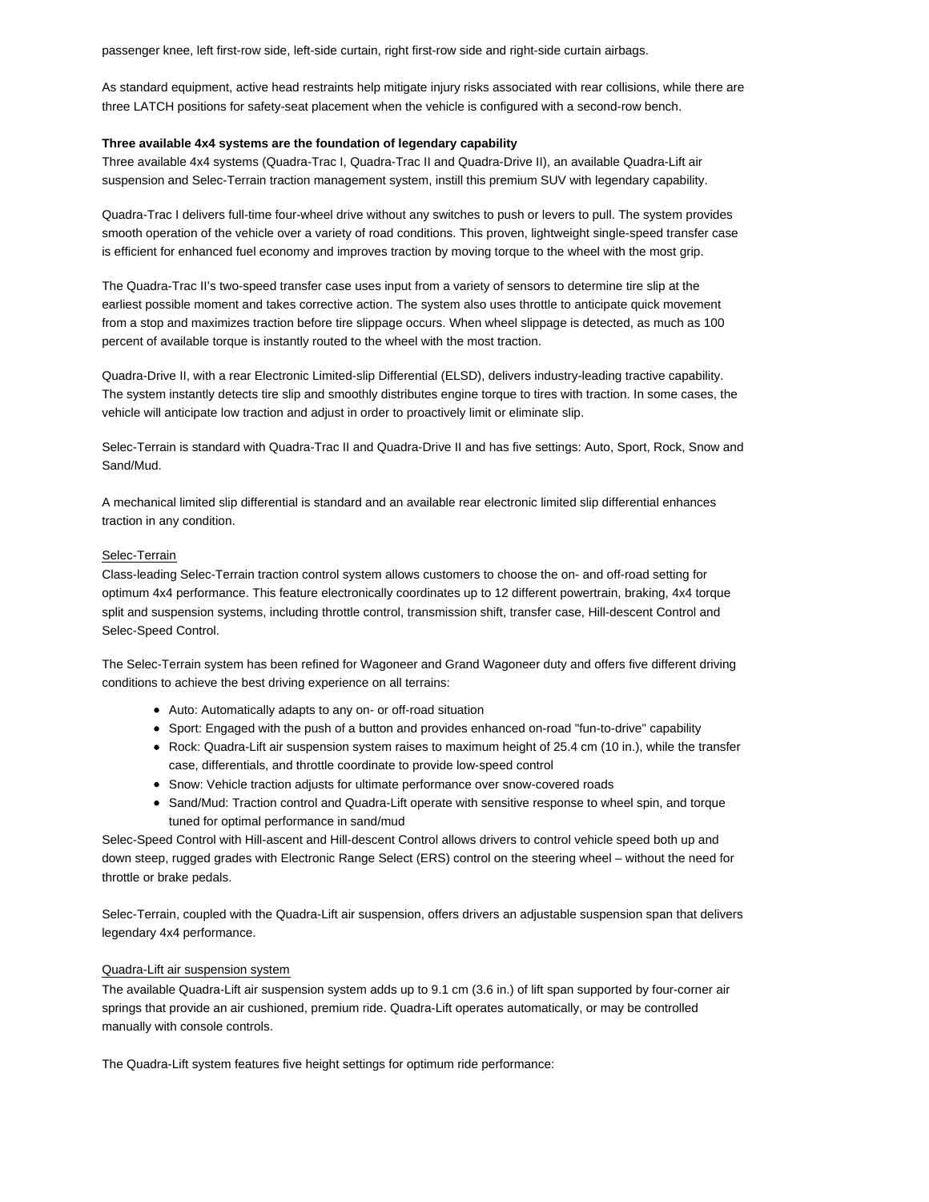passenger knee, left first-row side, left-side curtain, right first-row side and right-side curtain airbags.

As standard equipment, active head restraints help mitigate injury risks associated with rear collisions, while there are three LATCH positions for safety-seat placement when the vehicle is configured with a second-row bench.

**Three available 4x4 systems are the foundation of legendary capability**

Three available 4x4 systems (Quadra-Trac I, Quadra-Trac II and Quadra-Drive II), an available Quadra-Lift air suspension and Selec-Terrain traction management system, instill this premium SUV with legendary capability.

Quadra-Trac I delivers full-time four-wheel drive without any switches to push or levers to pull. The system provides smooth operation of the vehicle over a variety of road conditions. This proven, lightweight single-speed transfer case is efficient for enhanced fuel economy and improves traction by moving torque to the wheel with the most grip.

The Quadra-Trac II's two-speed transfer case uses input from a variety of sensors to determine tire slip at the earliest possible moment and takes corrective action. The system also uses throttle to anticipate quick movement from a stop and maximizes traction before tire slippage occurs. When wheel slippage is detected, as much as 100 percent of available torque is instantly routed to the wheel with the most traction.

Quadra-Drive II, with a rear Electronic Limited-slip Differential (ELSD), delivers industry-leading tractive capability. The system instantly detects tire slip and smoothly distributes engine torque to tires with traction. In some cases, the vehicle will anticipate low traction and adjust in order to proactively limit or eliminate slip.

Selec-Terrain is standard with Quadra-Trac II and Quadra-Drive II and has five settings: Auto, Sport, Rock, Snow and Sand/Mud.

A mechanical limited slip differential is standard and an available rear electronic limited slip differential enhances traction in any condition.

Selec-Terrain

Class-leading Selec-Terrain traction control system allows customers to choose the on- and off-road setting for optimum 4x4 performance. This feature electronically coordinates up to 12 different powertrain, braking, 4x4 torque split and suspension systems, including throttle control, transmission shift, transfer case, Hill-descent Control and Selec-Speed Control.

The Selec-Terrain system has been refined for Wagoneer and Grand Wagoneer duty and offers five different driving conditions to achieve the best driving experience on all terrains:

- Auto: Automatically adapts to any on- or off-road situation
- Sport: Engaged with the push of a button and provides enhanced on-road "fun-to-drive" capability
- Rock: Quadra-Lift air suspension system raises to maximum height of 25.4 cm (10 in.), while the transfer case, differentials, and throttle coordinate to provide low-speed control
- Snow: Vehicle traction adjusts for ultimate performance over snow-covered roads
- Sand/Mud: Traction control and Quadra-Lift operate with sensitive response to wheel spin, and torque tuned for optimal performance in sand/mud

Selec-Speed Control with Hill-ascent and Hill-descent Control allows drivers to control vehicle speed both up and down steep, rugged grades with Electronic Range Select (ERS) control on the steering wheel – without the need for throttle or brake pedals.

Selec-Terrain, coupled with the Quadra-Lift air suspension, offers drivers an adjustable suspension span that delivers legendary 4x4 performance.

Quadra-Lift air suspension system

The available Quadra-Lift air suspension system adds up to 9.1 cm (3.6 in.) of lift span supported by four-corner air springs that provide an air cushioned, premium ride. Quadra-Lift operates automatically, or may be controlled manually with console controls.

The Quadra-Lift system features five height settings for optimum ride performance: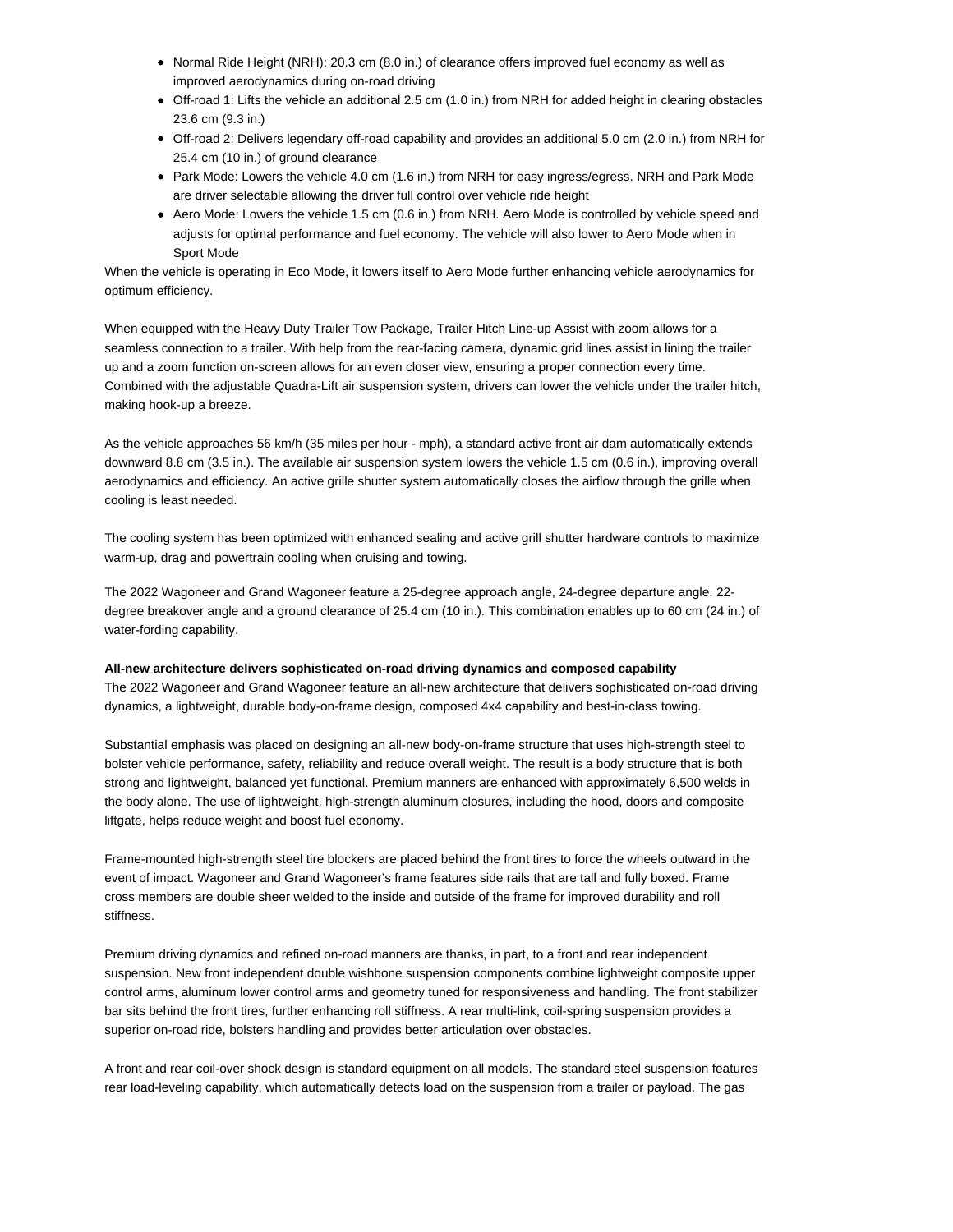- Normal Ride Height (NRH): 20.3 cm (8.0 in.) of clearance offers improved fuel economy as well as improved aerodynamics during on-road driving
- Off-road 1: Lifts the vehicle an additional 2.5 cm (1.0 in.) from NRH for added height in clearing obstacles 23.6 cm (9.3 in.)
- Off-road 2: Delivers legendary off-road capability and provides an additional 5.0 cm (2.0 in.) from NRH for 25.4 cm (10 in.) of ground clearance
- Park Mode: Lowers the vehicle 4.0 cm (1.6 in.) from NRH for easy ingress/egress. NRH and Park Mode are driver selectable allowing the driver full control over vehicle ride height
- Aero Mode: Lowers the vehicle 1.5 cm (0.6 in.) from NRH. Aero Mode is controlled by vehicle speed and adjusts for optimal performance and fuel economy. The vehicle will also lower to Aero Mode when in Sport Mode

When the vehicle is operating in Eco Mode, it lowers itself to Aero Mode further enhancing vehicle aerodynamics for optimum efficiency.

When equipped with the Heavy Duty Trailer Tow Package, Trailer Hitch Line-up Assist with zoom allows for a seamless connection to a trailer. With help from the rear-facing camera, dynamic grid lines assist in lining the trailer up and a zoom function on-screen allows for an even closer view, ensuring a proper connection every time. Combined with the adjustable Quadra-Lift air suspension system, drivers can lower the vehicle under the trailer hitch, making hook-up a breeze.

As the vehicle approaches 56 km/h (35 miles per hour - mph), a standard active front air dam automatically extends downward 8.8 cm (3.5 in.). The available air suspension system lowers the vehicle 1.5 cm (0.6 in.), improving overall aerodynamics and efficiency. An active grille shutter system automatically closes the airflow through the grille when cooling is least needed.

The cooling system has been optimized with enhanced sealing and active grill shutter hardware controls to maximize warm-up, drag and powertrain cooling when cruising and towing.

The 2022 Wagoneer and Grand Wagoneer feature a 25-degree approach angle, 24-degree departure angle, 22-degree breakover angle and a ground clearance of 25.4 cm (10 in.). This combination enables up to 60 cm (24 in.) of water-fording capability.

**All-new architecture delivers sophisticated on-road driving dynamics and composed capability**

The 2022 Wagoneer and Grand Wagoneer feature an all-new architecture that delivers sophisticated on-road driving dynamics, a lightweight, durable body-on-frame design, composed 4x4 capability and best-in-class towing.

Substantial emphasis was placed on designing an all-new body-on-frame structure that uses high-strength steel to bolster vehicle performance, safety, reliability and reduce overall weight. The result is a body structure that is both strong and lightweight, balanced yet functional. Premium manners are enhanced with approximately 6,500 welds in the body alone. The use of lightweight, high-strength aluminum closures, including the hood, doors and composite liftgate, helps reduce weight and boost fuel economy.

Frame-mounted high-strength steel tire blockers are placed behind the front tires to force the wheels outward in the event of impact. Wagoneer and Grand Wagoneer's frame features side rails that are tall and fully boxed. Frame cross members are double sheer welded to the inside and outside of the frame for improved durability and roll stiffness.

Premium driving dynamics and refined on-road manners are thanks, in part, to a front and rear independent suspension. New front independent double wishbone suspension components combine lightweight composite upper control arms, aluminum lower control arms and geometry tuned for responsiveness and handling. The front stabilizer bar sits behind the front tires, further enhancing roll stiffness. A rear multi-link, coil-spring suspension provides a superior on-road ride, bolsters handling and provides better articulation over obstacles.

A front and rear coil-over shock design is standard equipment on all models. The standard steel suspension features rear load-leveling capability, which automatically detects load on the suspension from a trailer or payload. The gas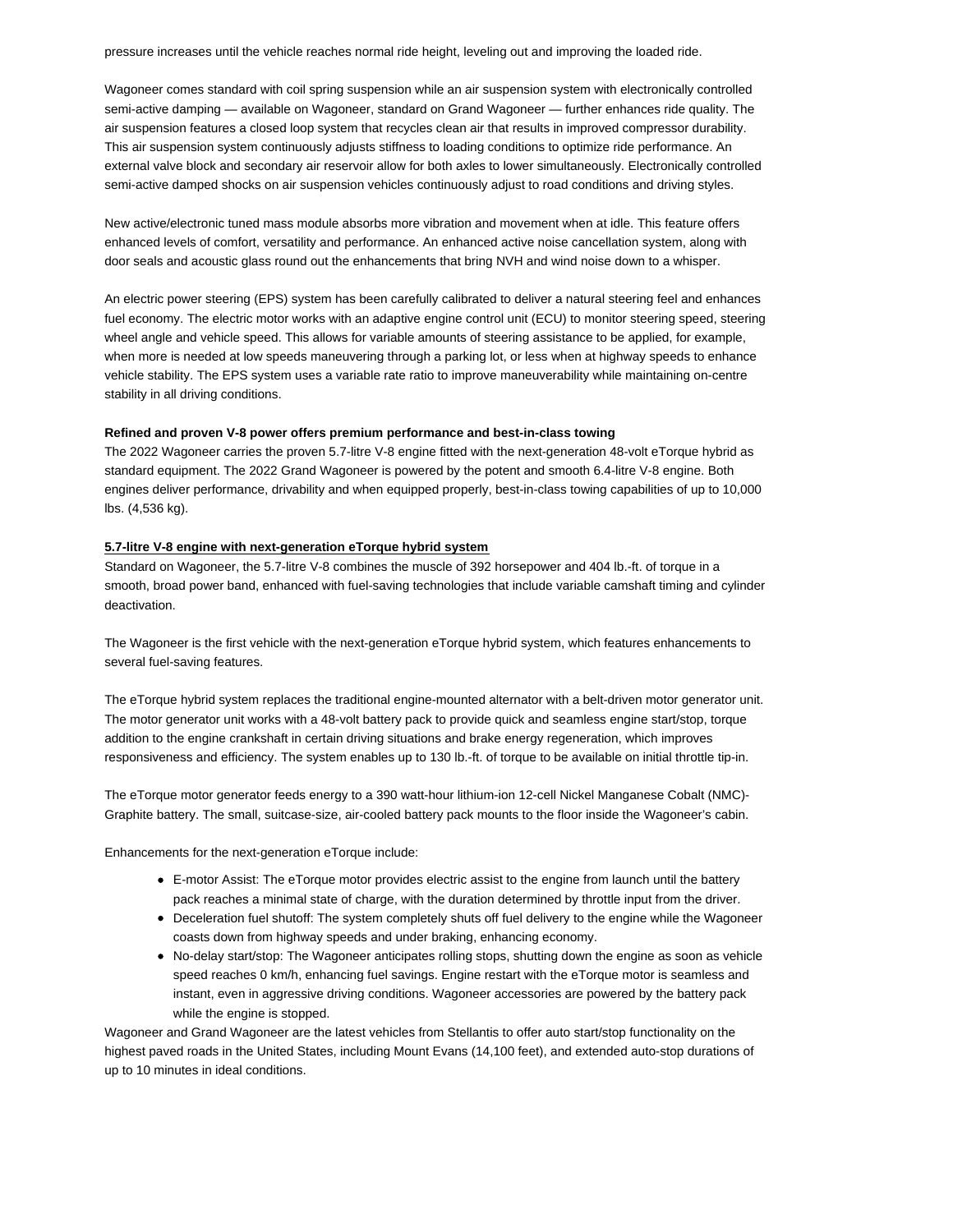pressure increases until the vehicle reaches normal ride height, leveling out and improving the loaded ride.

Wagoneer comes standard with coil spring suspension while an air suspension system with electronically controlled semi-active damping — available on Wagoneer, standard on Grand Wagoneer — further enhances ride quality. The air suspension features a closed loop system that recycles clean air that results in improved compressor durability. This air suspension system continuously adjusts stiffness to loading conditions to optimize ride performance. An external valve block and secondary air reservoir allow for both axles to lower simultaneously. Electronically controlled semi-active damped shocks on air suspension vehicles continuously adjust to road conditions and driving styles.

New active/electronic tuned mass module absorbs more vibration and movement when at idle. This feature offers enhanced levels of comfort, versatility and performance. An enhanced active noise cancellation system, along with door seals and acoustic glass round out the enhancements that bring NVH and wind noise down to a whisper.

An electric power steering (EPS) system has been carefully calibrated to deliver a natural steering feel and enhances fuel economy. The electric motor works with an adaptive engine control unit (ECU) to monitor steering speed, steering wheel angle and vehicle speed. This allows for variable amounts of steering assistance to be applied, for example, when more is needed at low speeds maneuvering through a parking lot, or less when at highway speeds to enhance vehicle stability. The EPS system uses a variable rate ratio to improve maneuverability while maintaining on-centre stability in all driving conditions.

**Refined and proven V-8 power offers premium performance and best-in-class towing**

The 2022 Wagoneer carries the proven 5.7-litre V-8 engine fitted with the next-generation 48-volt eTorque hybrid as standard equipment. The 2022 Grand Wagoneer is powered by the potent and smooth 6.4-litre V-8 engine. Both engines deliver performance, drivability and when equipped properly, best-in-class towing capabilities of up to 10,000 lbs. (4,536 kg).

**5.7-litre V-8 engine with next-generation eTorque hybrid system**

Standard on Wagoneer, the 5.7-litre V-8 combines the muscle of 392 horsepower and 404 lb.-ft. of torque in a smooth, broad power band, enhanced with fuel-saving technologies that include variable camshaft timing and cylinder deactivation.

The Wagoneer is the first vehicle with the next-generation eTorque hybrid system, which features enhancements to several fuel-saving features.

The eTorque hybrid system replaces the traditional engine-mounted alternator with a belt-driven motor generator unit. The motor generator unit works with a 48-volt battery pack to provide quick and seamless engine start/stop, torque addition to the engine crankshaft in certain driving situations and brake energy regeneration, which improves responsiveness and efficiency. The system enables up to 130 lb.-ft. of torque to be available on initial throttle tip-in.

The eTorque motor generator feeds energy to a 390 watt-hour lithium-ion 12-cell Nickel Manganese Cobalt (NMC)-Graphite battery. The small, suitcase-size, air-cooled battery pack mounts to the floor inside the Wagoneer's cabin.

Enhancements for the next-generation eTorque include:

- E-motor Assist: The eTorque motor provides electric assist to the engine from launch until the battery pack reaches a minimal state of charge, with the duration determined by throttle input from the driver.
- Deceleration fuel shutoff: The system completely shuts off fuel delivery to the engine while the Wagoneer coasts down from highway speeds and under braking, enhancing economy.
- No-delay start/stop: The Wagoneer anticipates rolling stops, shutting down the engine as soon as vehicle speed reaches 0 km/h, enhancing fuel savings. Engine restart with the eTorque motor is seamless and instant, even in aggressive driving conditions. Wagoneer accessories are powered by the battery pack while the engine is stopped.

Wagoneer and Grand Wagoneer are the latest vehicles from Stellantis to offer auto start/stop functionality on the highest paved roads in the United States, including Mount Evans (14,100 feet), and extended auto-stop durations of up to 10 minutes in ideal conditions.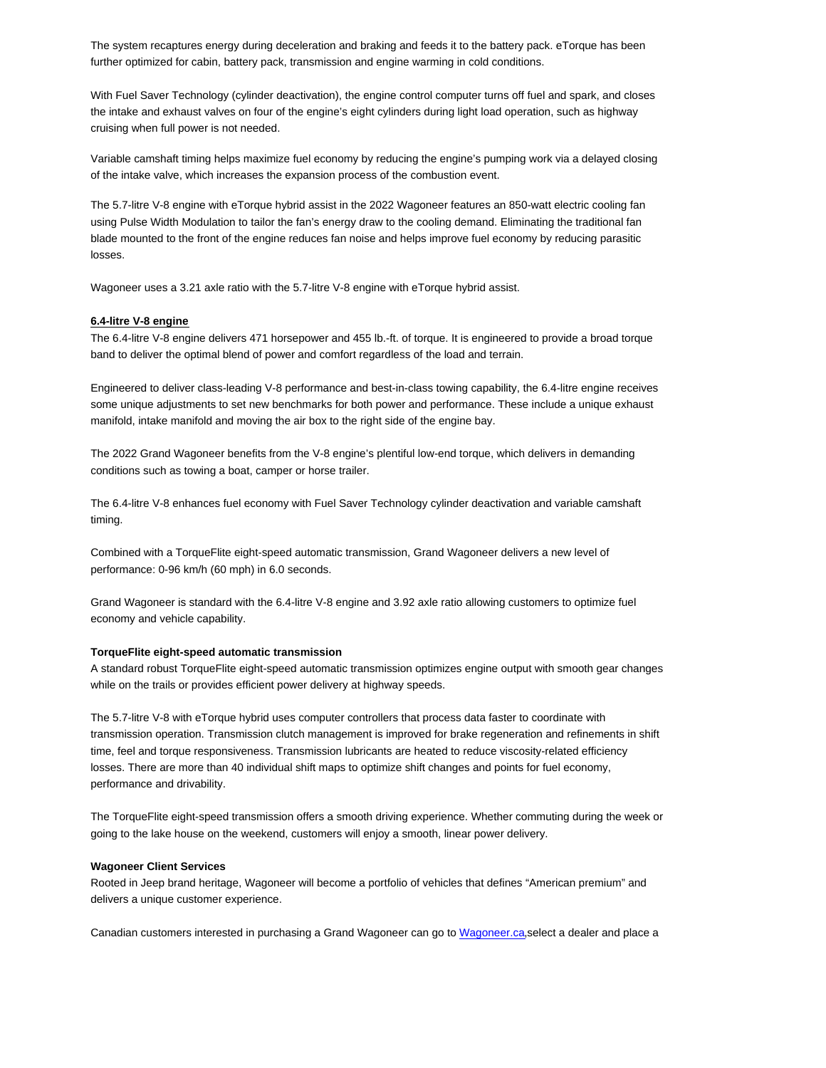The system recaptures energy during deceleration and braking and feeds it to the battery pack. eTorque has been further optimized for cabin, battery pack, transmission and engine warming in cold conditions.

With Fuel Saver Technology (cylinder deactivation), the engine control computer turns off fuel and spark, and closes the intake and exhaust valves on four of the engine's eight cylinders during light load operation, such as highway cruising when full power is not needed.

Variable camshaft timing helps maximize fuel economy by reducing the engine's pumping work via a delayed closing of the intake valve, which increases the expansion process of the combustion event.

The 5.7-litre V-8 engine with eTorque hybrid assist in the 2022 Wagoneer features an 850-watt electric cooling fan using Pulse Width Modulation to tailor the fan's energy draw to the cooling demand. Eliminating the traditional fan blade mounted to the front of the engine reduces fan noise and helps improve fuel economy by reducing parasitic losses.

Wagoneer uses a 3.21 axle ratio with the 5.7-litre V-8 engine with eTorque hybrid assist.

**6.4-litre V-8 engine**

The 6.4-litre V-8 engine delivers 471 horsepower and 455 lb.-ft. of torque. It is engineered to provide a broad torque band to deliver the optimal blend of power and comfort regardless of the load and terrain.

Engineered to deliver class-leading V-8 performance and best-in-class towing capability, the 6.4-litre engine receives some unique adjustments to set new benchmarks for both power and performance. These include a unique exhaust manifold, intake manifold and moving the air box to the right side of the engine bay.

The 2022 Grand Wagoneer benefits from the V-8 engine's plentiful low-end torque, which delivers in demanding conditions such as towing a boat, camper or horse trailer.

The 6.4-litre V-8 enhances fuel economy with Fuel Saver Technology cylinder deactivation and variable camshaft timing.

Combined with a TorqueFlite eight-speed automatic transmission, Grand Wagoneer delivers a new level of performance: 0-96 km/h (60 mph) in 6.0 seconds.

Grand Wagoneer is standard with the 6.4-litre V-8 engine and 3.92 axle ratio allowing customers to optimize fuel economy and vehicle capability.

**TorqueFlite eight-speed automatic transmission**

A standard robust TorqueFlite eight-speed automatic transmission optimizes engine output with smooth gear changes while on the trails or provides efficient power delivery at highway speeds.

The 5.7-litre V-8 with eTorque hybrid uses computer controllers that process data faster to coordinate with transmission operation. Transmission clutch management is improved for brake regeneration and refinements in shift time, feel and torque responsiveness. Transmission lubricants are heated to reduce viscosity-related efficiency losses. There are more than 40 individual shift maps to optimize shift changes and points for fuel economy, performance and drivability.

The TorqueFlite eight-speed transmission offers a smooth driving experience. Whether commuting during the week or going to the lake house on the weekend, customers will enjoy a smooth, linear power delivery.

**Wagoneer Client Services**

Rooted in Jeep brand heritage, Wagoneer will become a portfolio of vehicles that defines "American premium" and delivers a unique customer experience.

Canadian customers interested in purchasing a Grand Wagoneer can go to [Wagoneer.ca](Wagoneer.ca),select a dealer and place a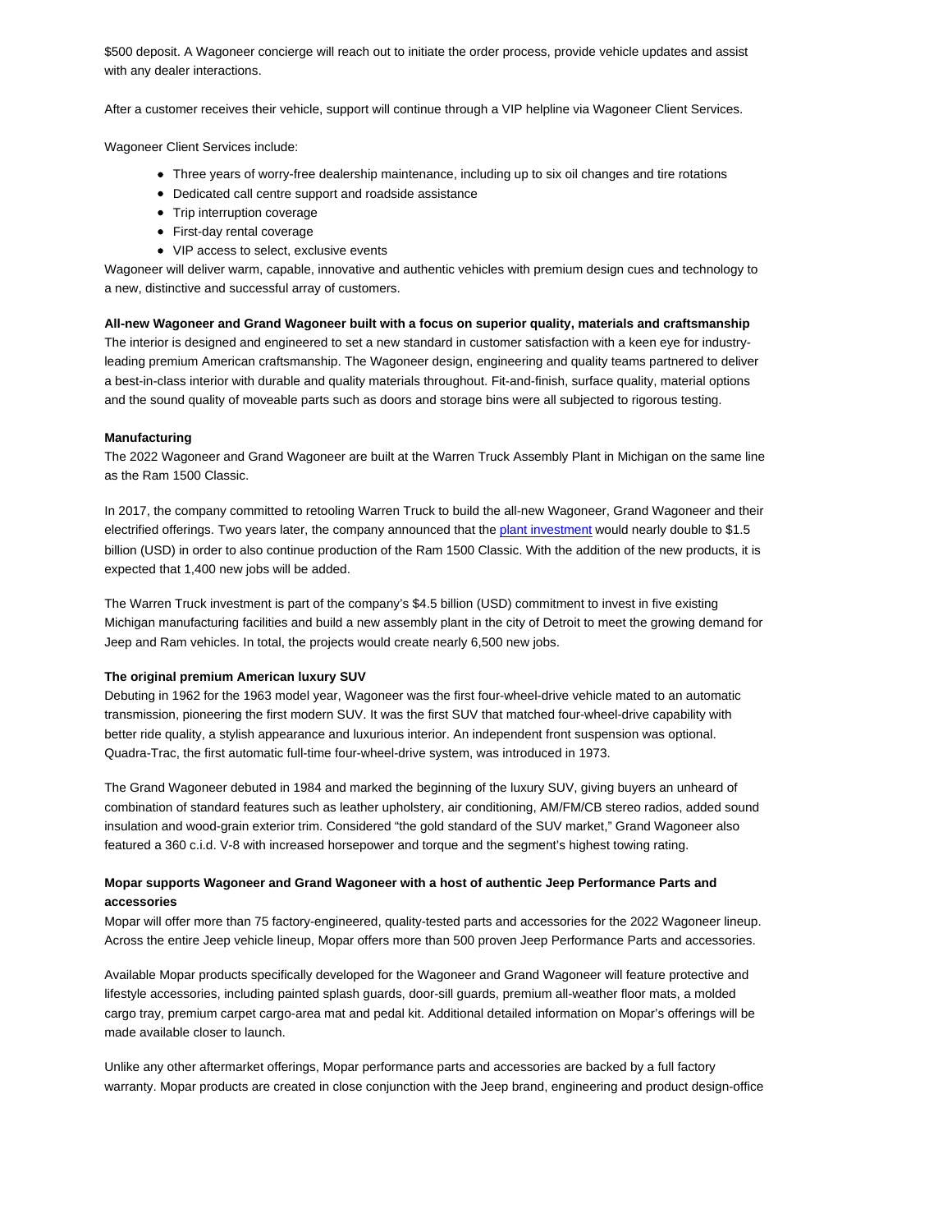$500 deposit. A Wagoneer concierge will reach out to initiate the order process, provide vehicle updates and assist with any dealer interactions.

After a customer receives their vehicle, support will continue through a VIP helpline via Wagoneer Client Services.

Wagoneer Client Services include:

- Three years of worry-free dealership maintenance, including up to six oil changes and tire rotations
- Dedicated call centre support and roadside assistance
- Trip interruption coverage
- First-day rental coverage
- VIP access to select, exclusive events

Wagoneer will deliver warm, capable, innovative and authentic vehicles with premium design cues and technology to a new, distinctive and successful array of customers.

**All-new Wagoneer and Grand Wagoneer built with a focus on superior quality, materials and craftsmanship**
The interior is designed and engineered to set a new standard in customer satisfaction with a keen eye for industry-leading premium American craftsmanship. The Wagoneer design, engineering and quality teams partnered to deliver a best-in-class interior with durable and quality materials throughout. Fit-and-finish, surface quality, material options and the sound quality of moveable parts such as doors and storage bins were all subjected to rigorous testing.

**Manufacturing**
The 2022 Wagoneer and Grand Wagoneer are built at the Warren Truck Assembly Plant in Michigan on the same line as the Ram 1500 Classic.

In 2017, the company committed to retooling Warren Truck to build the all-new Wagoneer, Grand Wagoneer and their electrified offerings. Two years later, the company announced that the plant investment would nearly double to $1.5 billion (USD) in order to also continue production of the Ram 1500 Classic. With the addition of the new products, it is expected that 1,400 new jobs will be added.

The Warren Truck investment is part of the company's $4.5 billion (USD) commitment to invest in five existing Michigan manufacturing facilities and build a new assembly plant in the city of Detroit to meet the growing demand for Jeep and Ram vehicles. In total, the projects would create nearly 6,500 new jobs.

**The original premium American luxury SUV**
Debuting in 1962 for the 1963 model year, Wagoneer was the first four-wheel-drive vehicle mated to an automatic transmission, pioneering the first modern SUV. It was the first SUV that matched four-wheel-drive capability with better ride quality, a stylish appearance and luxurious interior. An independent front suspension was optional. Quadra-Trac, the first automatic full-time four-wheel-drive system, was introduced in 1973.

The Grand Wagoneer debuted in 1984 and marked the beginning of the luxury SUV, giving buyers an unheard of combination of standard features such as leather upholstery, air conditioning, AM/FM/CB stereo radios, added sound insulation and wood-grain exterior trim. Considered "the gold standard of the SUV market," Grand Wagoneer also featured a 360 c.i.d. V-8 with increased horsepower and torque and the segment's highest towing rating.

**Mopar supports Wagoneer and Grand Wagoneer with a host of authentic Jeep Performance Parts and accessories**
Mopar will offer more than 75 factory-engineered, quality-tested parts and accessories for the 2022 Wagoneer lineup. Across the entire Jeep vehicle lineup, Mopar offers more than 500 proven Jeep Performance Parts and accessories.

Available Mopar products specifically developed for the Wagoneer and Grand Wagoneer will feature protective and lifestyle accessories, including painted splash guards, door-sill guards, premium all-weather floor mats, a molded cargo tray, premium carpet cargo-area mat and pedal kit. Additional detailed information on Mopar's offerings will be made available closer to launch.

Unlike any other aftermarket offerings, Mopar performance parts and accessories are backed by a full factory warranty. Mopar products are created in close conjunction with the Jeep brand, engineering and product design-office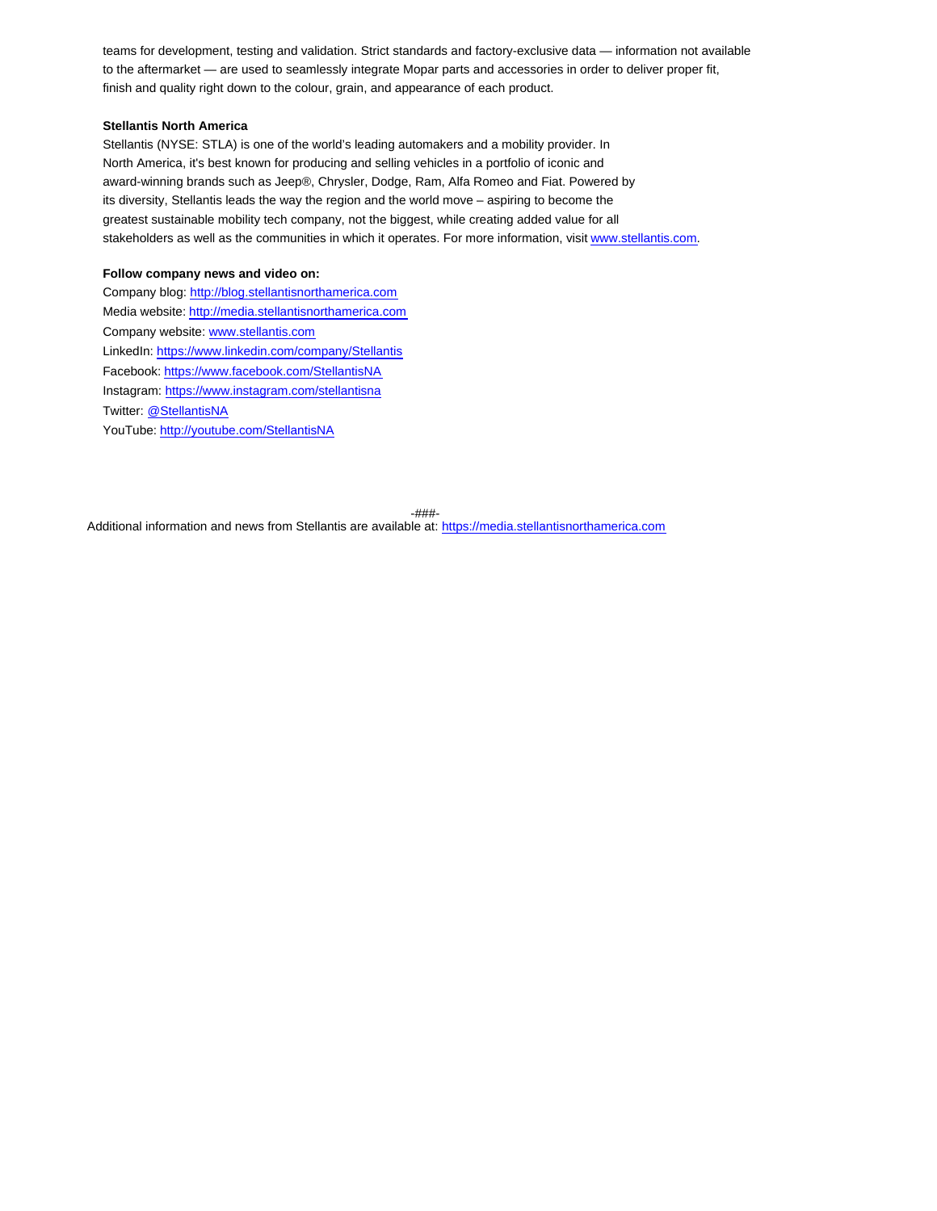teams for development, testing and validation. Strict standards and factory-exclusive data — information not available to the aftermarket — are used to seamlessly integrate Mopar parts and accessories in order to deliver proper fit, finish and quality right down to the colour, grain, and appearance of each product.

**Stellantis North America**

Stellantis (NYSE: STLA) is one of the world's leading automakers and a mobility provider. In North America, it's best known for producing and selling vehicles in a portfolio of iconic and award-winning brands such as Jeep®, Chrysler, Dodge, Ram, Alfa Romeo and Fiat. Powered by its diversity, Stellantis leads the way the region and the world move – aspiring to become the greatest sustainable mobility tech company, not the biggest, while creating added value for all stakeholders as well as the communities in which it operates. For more information, visit www.stellantis.com.

**Follow company news and video on:**

Company blog: http://blog.stellantisnorthamerica.com
Media website: http://media.stellantisnorthamerica.com
Company website: www.stellantis.com
LinkedIn: https://www.linkedin.com/company/Stellantis
Facebook: https://www.facebook.com/StellantisNA
Instagram: https://www.instagram.com/stellantisna
Twitter: @StellantisNA
YouTube: http://youtube.com/StellantisNA

-###-

Additional information and news from Stellantis are available at: https://media.stellantisnorthamerica.com